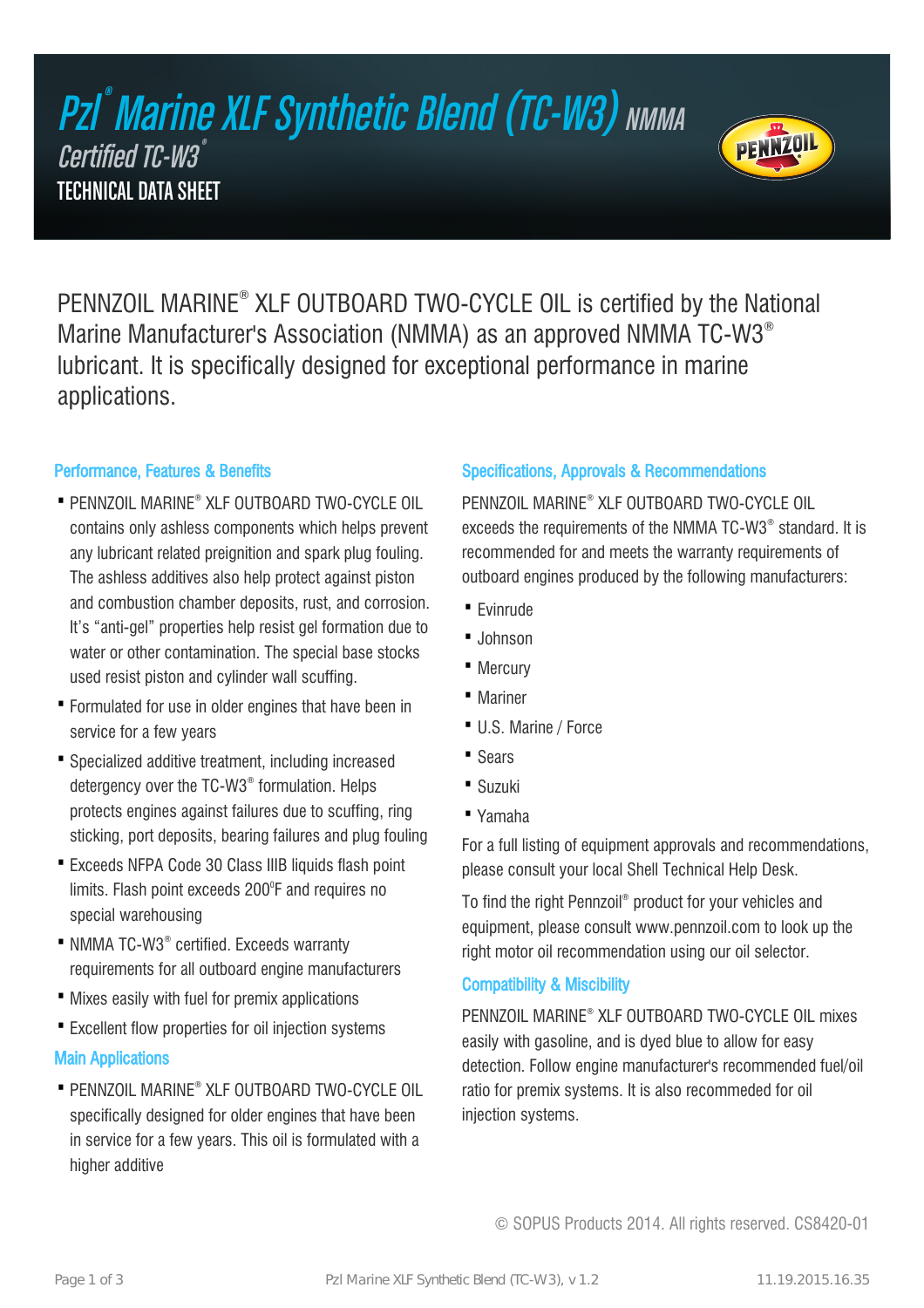# Pzl® Marine XLF Synthetic Blend (TC-W3) NMMA Certified TC-W3®

## TECHNICAL DATA SHEET

PENNZOIL MARINE® XLF OUTBOARD TWO-CYCLE OIL is certified by the National Marine Manufacturer's Association (NMMA) as an approved NMMA TC-W3® lubricant. It is specifically designed for exceptional performance in marine applications.

### Performance, Features & Benefits

- PENNZOIL MARINE® XLF OUTBOARD TWO-CYCLE OIL contains only ashless components which helps prevent any lubricant related preignition and spark plug fouling. The ashless additives also help protect against piston and combustion chamber deposits, rust, and corrosion. It's "anti-gel" properties help resist gel formation due to water or other contamination. The special base stocks used resist piston and cylinder wall scuffing.
- Formulated for use in older engines that have been in service for a few years
- Specialized additive treatment, including increased detergency over the TC-W3® formulation. Helps protects engines against failures due to scuffing, ring sticking, port deposits, bearing failures and plug fouling
- Exceeds NFPA Code 30 Class IIIB liquids flash point limits. Flash point exceeds 200°F and requires no special warehousing
- NMMA TC-W3® certified. Exceeds warranty requirements for all outboard engine manufacturers
- Mixes easily with fuel for premix applications
- Excellent flow properties for oil injection systems

### Main Applications

- PENNZOIL MARINE® XLF OUTBOARD TWO-CYCLE OIL specifically designed for older engines that have been in service for a few years. This oil is formulated with a higher additive

### Specifications, Approvals & Recommendations

PENNZOIL MARINE® XLF OUTBOARD TWO-CYCLE OIL exceeds the requirements of the NMMA TC-W3® standard. It is recommended for and meets the warranty requirements of outboard engines produced by the following manufacturers:

- Evinrude
- Johnson
- Mercury
- Mariner
- U.S. Marine / Force
- Sears
- Suzuki
- Yamaha

For a full listing of equipment approvals and recommendations, please consult your local Shell Technical Help Desk.

To find the right Pennzoil® product for your vehicles and equipment, please consult www.pennzoil.com to look up the right motor oil recommendation using our oil selector.

### Compatibility & Miscibility

PENNZOIL MARINE® XLF OUTBOARD TWO-CYCLE OIL mixes easily with gasoline, and is dyed blue to allow for easy detection. Follow engine manufacturer's recommended fuel/oil ratio for premix systems. It is also recommeded for oil injection systems.

© SOPUS Products 2014. All rights reserved. CS8420-01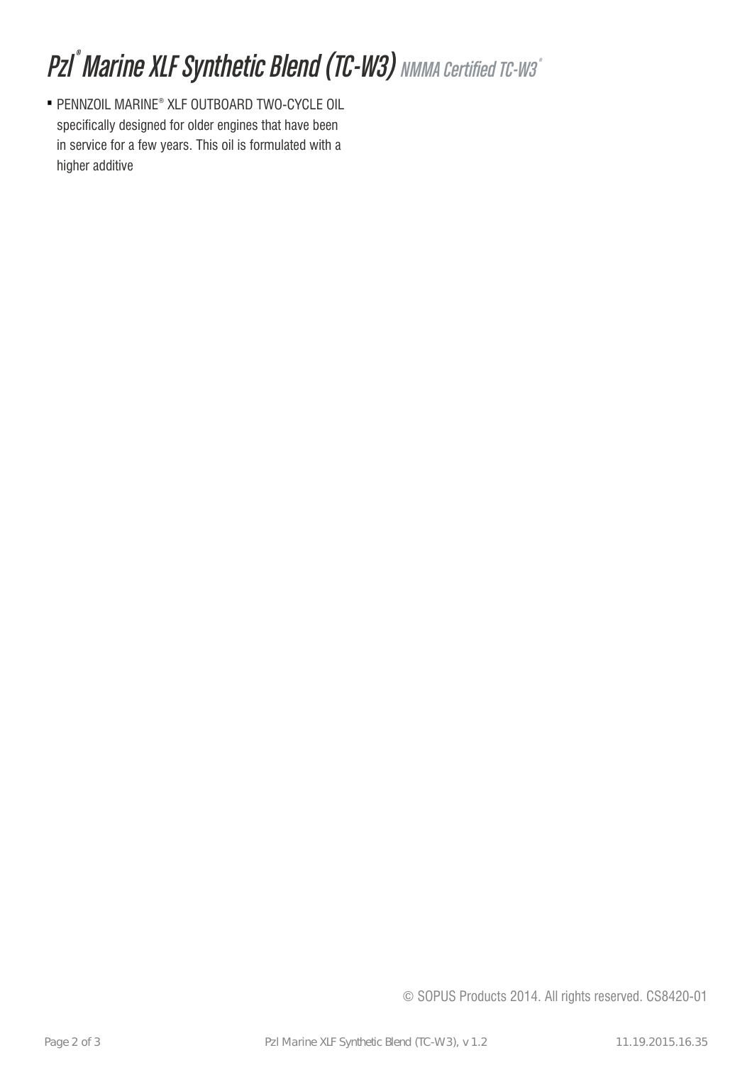# Pzl® Marine XLF Synthetic Blend (TC-W3) *NMMA Certified TC-W3®*

- PENNZOIL MARINE® XLF OUTBOARD TWO-CYCLE OIL specifically designed for older engines that have been in service for a few years. This oil is formulated with a higher additive

© SOPUS Products 2014. All rights reserved. CS8420-01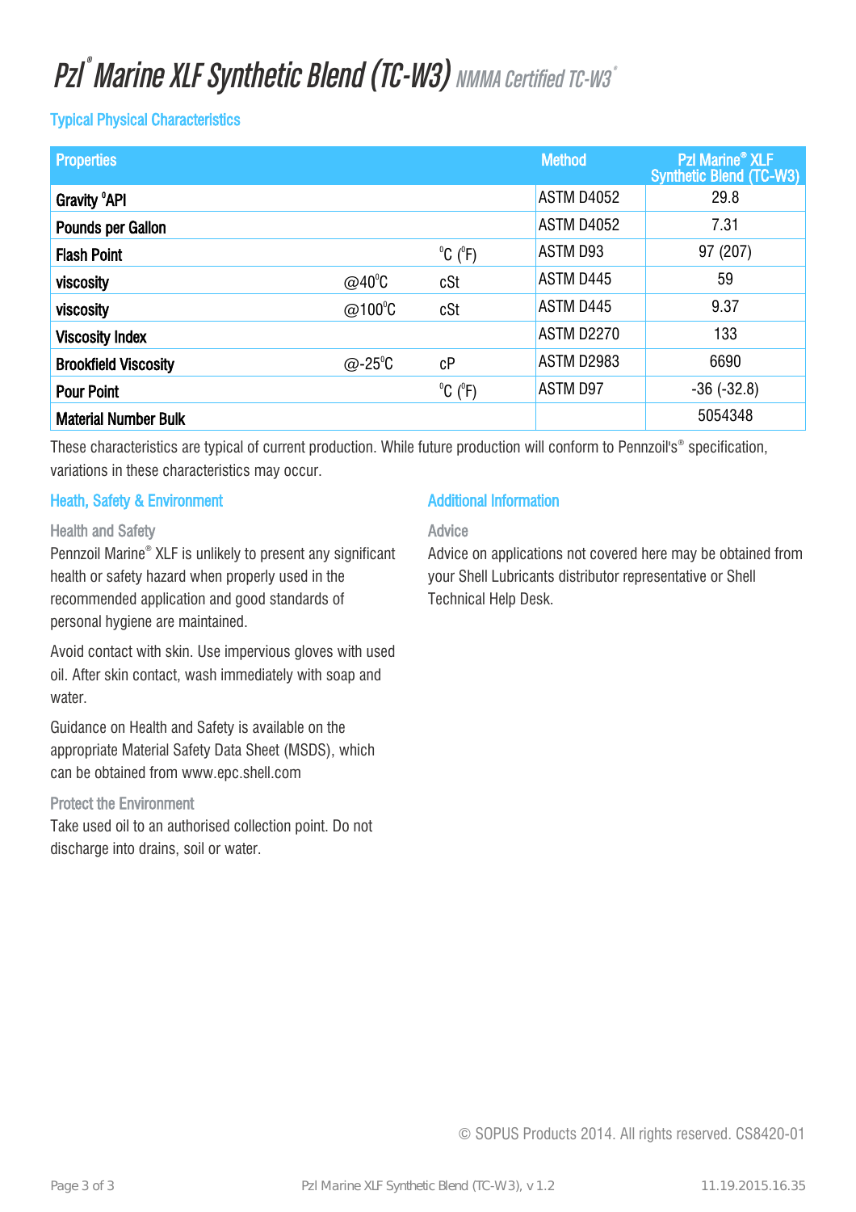# Pzl® Marine XLF Synthetic Blend (TC-W3) NMMA Certified TC-W3®

## Typical Physical Characteristics

| Properties | | | Method | Pzl Marine® XLF Synthetic Blend (TC-W3) |
|---|---|---|---|---|
| Gravity °API | | | ASTM D4052 | 29.8 |
| Pounds per Gallon | | | ASTM D4052 | 7.31 |
| Flash Point | | °C (°F) | ASTM D93 | 97 (207) |
| viscosity | @40°C | cSt | ASTM D445 | 59 |
| viscosity | @100°C | cSt | ASTM D445 | 9.37 |
| Viscosity Index | | | ASTM D2270 | 133 |
| Brookfield Viscosity | @-25°C | cP | ASTM D2983 | 6690 |
| Pour Point | | °C (°F) | ASTM D97 | -36 (-32.8) |
| Material Number Bulk | | | | 5054348 |

These characteristics are typical of current production. While future production will conform to Pennzoil's® specification, variations in these characteristics may occur.

## Heath, Safety & Environment

### Health and Safety

Pennzoil Marine® XLF is unlikely to present any significant health or safety hazard when properly used in the recommended application and good standards of personal hygiene are maintained.

Avoid contact with skin. Use impervious gloves with used oil. After skin contact, wash immediately with soap and water.

Guidance on Health and Safety is available on the appropriate Material Safety Data Sheet (MSDS), which can be obtained from www.epc.shell.com

### Protect the Environment

Take used oil to an authorised collection point. Do not discharge into drains, soil or water.

## Additional Information

### Advice

Advice on applications not covered here may be obtained from your Shell Lubricants distributor representative or Shell Technical Help Desk.

© SOPUS Products 2014. All rights reserved. CS8420-01